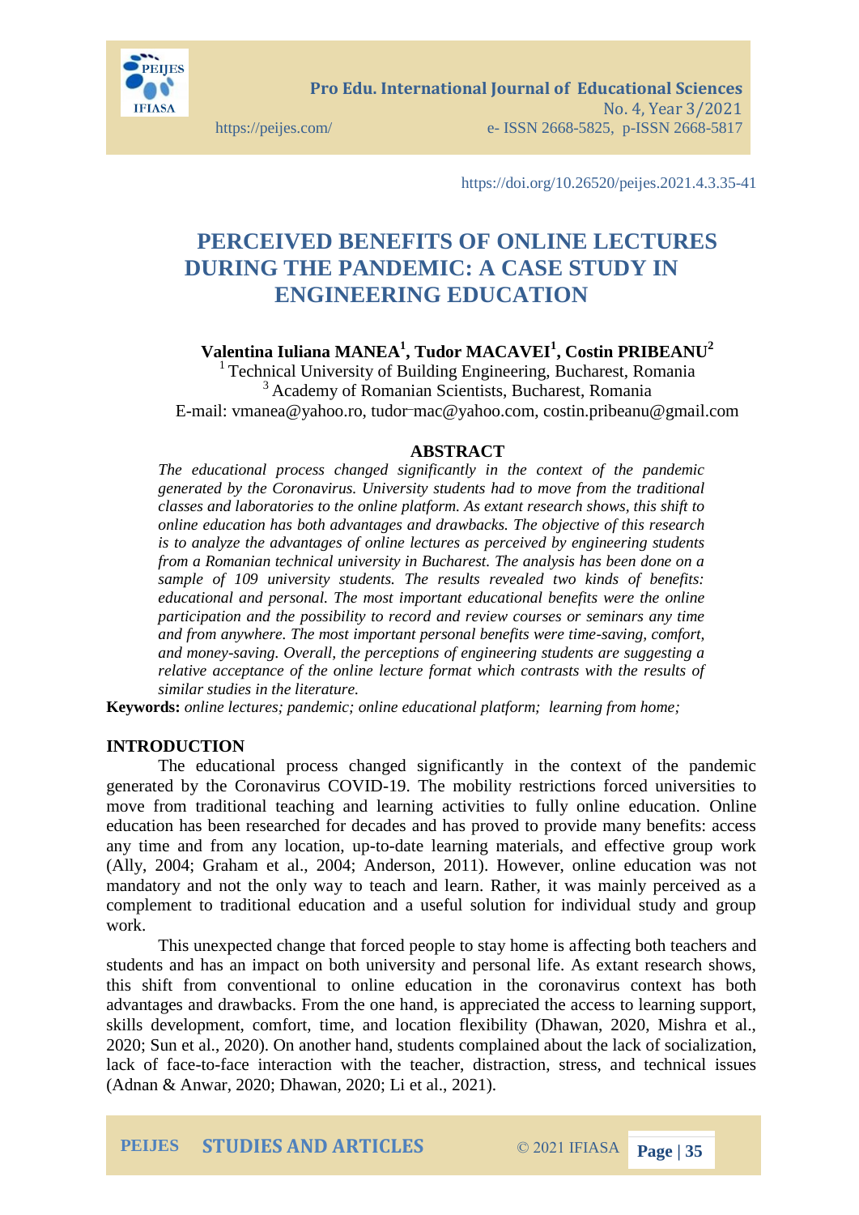https://doi.org/10.26520/peijes.2021.4.3.35-41

# PERCEIVED BENEFITS OF ONLINE LECTURES DURING THE PANDEMIC: A CASE STUDY IN ENGINEERING EDUCATION

**Valentina Iuliana MANEA[1], Tudor MACAVEI[1], Costin PRIBEANU[2]**

[1] Technical University of Building Engineering, Bucharest, Romania
[3] Academy of Romanian Scientists, Bucharest, Romania
E-mail: vmanea@yahoo.ro, tudor-mac@yahoo.com, costin.pribeanu@gmail.com

## ABSTRACT

*The educational process changed significantly in the context of the pandemic generated by the Coronavirus. University students had to move from the traditional classes and laboratories to the online platform. As extant research shows, this shift to online education has both advantages and drawbacks. The objective of this research is to analyze the advantages of online lectures as perceived by engineering students from a Romanian technical university in Bucharest. The analysis has been done on a sample of 109 university students. The results revealed two kinds of benefits: educational and personal. The most important educational benefits were the online participation and the possibility to record and review courses or seminars any time and from anywhere. The most important personal benefits were time-saving, comfort, and money-saving. Overall, the perceptions of engineering students are suggesting a relative acceptance of the online lecture format which contrasts with the results of similar studies in the literature.*

**Keywords:** *online lectures; pandemic; online educational platform; learning from home;*

## INTRODUCTION

The educational process changed significantly in the context of the pandemic generated by the Coronavirus COVID-19. The mobility restrictions forced universities to move from traditional teaching and learning activities to fully online education. Online education has been researched for decades and has proved to provide many benefits: access any time and from any location, up-to-date learning materials, and effective group work (Ally, 2004; Graham et al., 2004; Anderson, 2011). However, online education was not mandatory and not the only way to teach and learn. Rather, it was mainly perceived as a complement to traditional education and a useful solution for individual study and group work.

This unexpected change that forced people to stay home is affecting both teachers and students and has an impact on both university and personal life. As extant research shows, this shift from conventional to online education in the coronavirus context has both advantages and drawbacks. From the one hand, is appreciated the access to learning support, skills development, comfort, time, and location flexibility (Dhawan, 2020, Mishra et al., 2020; Sun et al., 2020). On another hand, students complained about the lack of socialization, lack of face-to-face interaction with the teacher, distraction, stress, and technical issues (Adnan & Anwar, 2020; Dhawan, 2020; Li et al., 2021).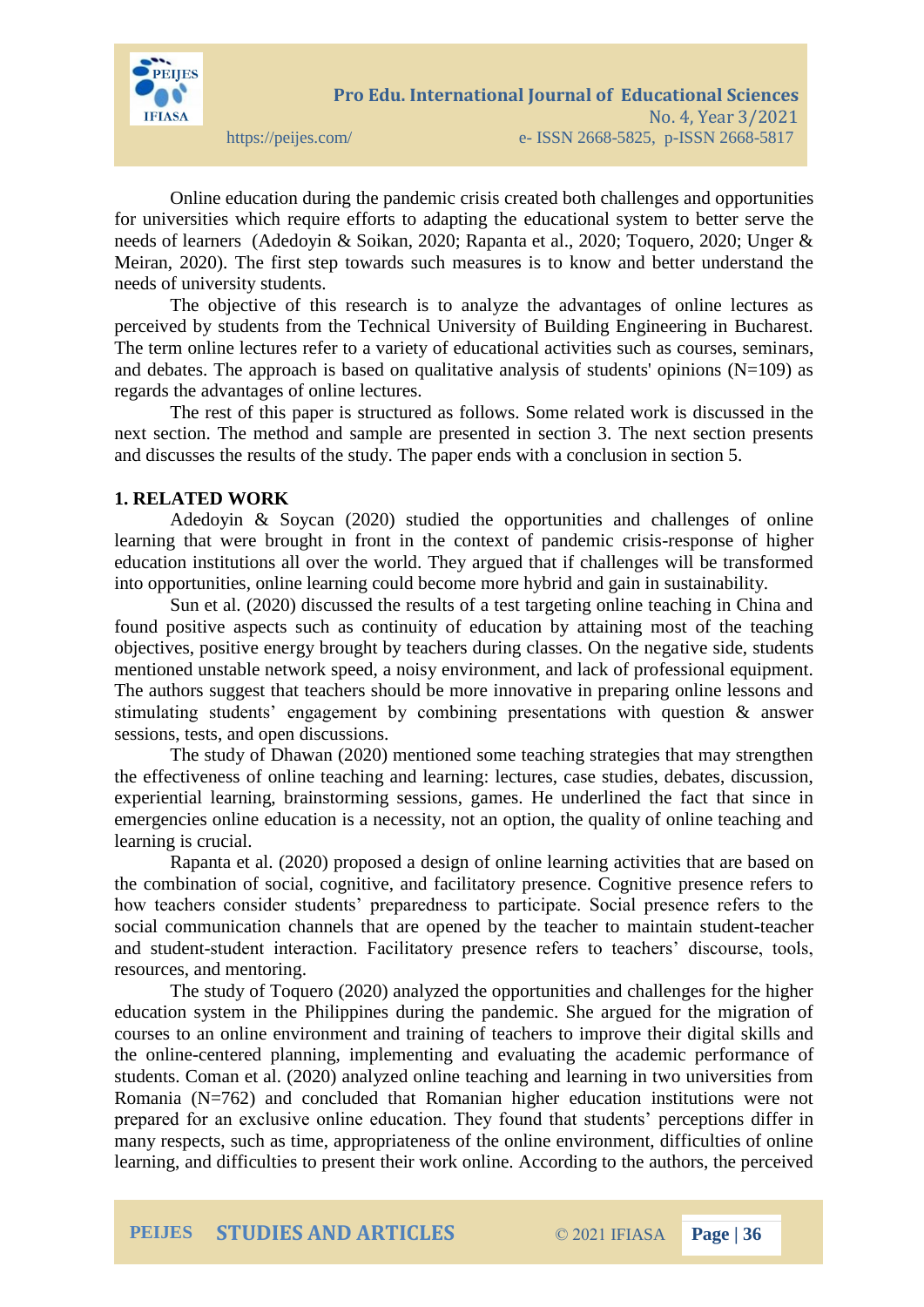Online education during the pandemic crisis created both challenges and opportunities for universities which require efforts to adapting the educational system to better serve the needs of learners (Adedoyin & Soikan, 2020; Rapanta et al., 2020; Toquero, 2020; Unger & Meiran, 2020). The first step towards such measures is to know and better understand the needs of university students.

The objective of this research is to analyze the advantages of online lectures as perceived by students from the Technical University of Building Engineering in Bucharest. The term online lectures refer to a variety of educational activities such as courses, seminars, and debates. The approach is based on qualitative analysis of students' opinions (N=109) as regards the advantages of online lectures.

The rest of this paper is structured as follows. Some related work is discussed in the next section. The method and sample are presented in section 3. The next section presents and discusses the results of the study. The paper ends with a conclusion in section 5.

## 1. RELATED WORK

Adedoyin & Soycan (2020) studied the opportunities and challenges of online learning that were brought in front in the context of pandemic crisis-response of higher education institutions all over the world. They argued that if challenges will be transformed into opportunities, online learning could become more hybrid and gain in sustainability.

Sun et al. (2020) discussed the results of a test targeting online teaching in China and found positive aspects such as continuity of education by attaining most of the teaching objectives, positive energy brought by teachers during classes. On the negative side, students mentioned unstable network speed, a noisy environment, and lack of professional equipment. The authors suggest that teachers should be more innovative in preparing online lessons and stimulating students' engagement by combining presentations with question & answer sessions, tests, and open discussions.

The study of Dhawan (2020) mentioned some teaching strategies that may strengthen the effectiveness of online teaching and learning: lectures, case studies, debates, discussion, experiential learning, brainstorming sessions, games. He underlined the fact that since in emergencies online education is a necessity, not an option, the quality of online teaching and learning is crucial.

Rapanta et al. (2020) proposed a design of online learning activities that are based on the combination of social, cognitive, and facilitatory presence. Cognitive presence refers to how teachers consider students' preparedness to participate. Social presence refers to the social communication channels that are opened by the teacher to maintain student-teacher and student-student interaction. Facilitatory presence refers to teachers' discourse, tools, resources, and mentoring.

The study of Toquero (2020) analyzed the opportunities and challenges for the higher education system in the Philippines during the pandemic. She argued for the migration of courses to an online environment and training of teachers to improve their digital skills and the online-centered planning, implementing and evaluating the academic performance of students. Coman et al. (2020) analyzed online teaching and learning in two universities from Romania (N=762) and concluded that Romanian higher education institutions were not prepared for an exclusive online education. They found that students' perceptions differ in many respects, such as time, appropriateness of the online environment, difficulties of online learning, and difficulties to present their work online. According to the authors, the perceived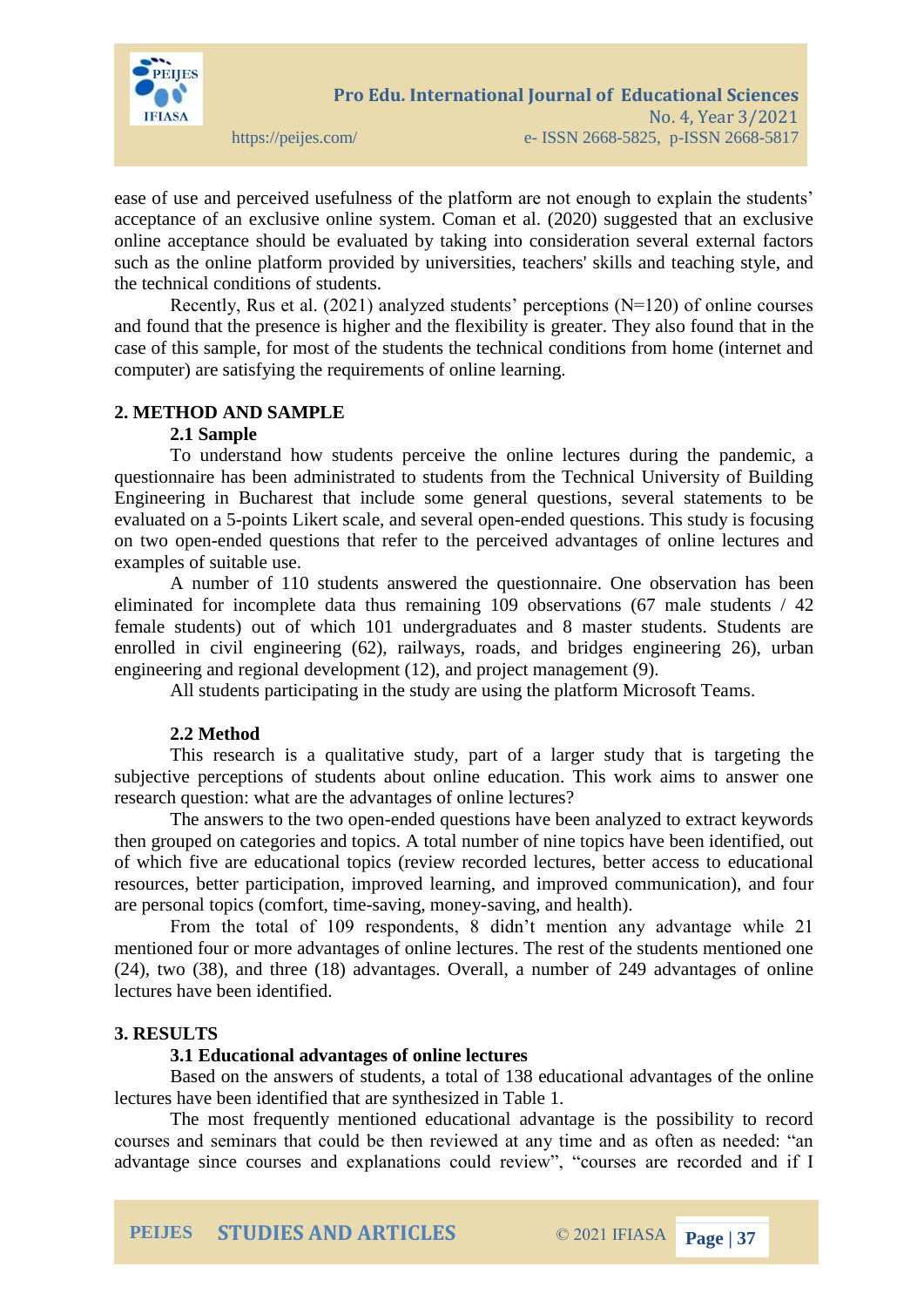ease of use and perceived usefulness of the platform are not enough to explain the students' acceptance of an exclusive online system. Coman et al. (2020) suggested that an exclusive online acceptance should be evaluated by taking into consideration several external factors such as the online platform provided by universities, teachers' skills and teaching style, and the technical conditions of students.

Recently, Rus et al. (2021) analyzed students' perceptions (N=120) of online courses and found that the presence is higher and the flexibility is greater. They also found that in the case of this sample, for most of the students the technical conditions from home (internet and computer) are satisfying the requirements of online learning.

## 2. METHOD AND SAMPLE

### 2.1 Sample

To understand how students perceive the online lectures during the pandemic, a questionnaire has been administrated to students from the Technical University of Building Engineering in Bucharest that include some general questions, several statements to be evaluated on a 5-points Likert scale, and several open-ended questions. This study is focusing on two open-ended questions that refer to the perceived advantages of online lectures and examples of suitable use.

A number of 110 students answered the questionnaire. One observation has been eliminated for incomplete data thus remaining 109 observations (67 male students / 42 female students) out of which 101 undergraduates and 8 master students. Students are enrolled in civil engineering (62), railways, roads, and bridges engineering 26), urban engineering and regional development (12), and project management (9).

All students participating in the study are using the platform Microsoft Teams.

### 2.2 Method

This research is a qualitative study, part of a larger study that is targeting the subjective perceptions of students about online education. This work aims to answer one research question: what are the advantages of online lectures?

The answers to the two open-ended questions have been analyzed to extract keywords then grouped on categories and topics. A total number of nine topics have been identified, out of which five are educational topics (review recorded lectures, better access to educational resources, better participation, improved learning, and improved communication), and four are personal topics (comfort, time-saving, money-saving, and health).

From the total of 109 respondents, 8 didn't mention any advantage while 21 mentioned four or more advantages of online lectures. The rest of the students mentioned one (24), two (38), and three (18) advantages. Overall, a number of 249 advantages of online lectures have been identified.

## 3. RESULTS

### 3.1 Educational advantages of online lectures

Based on the answers of students, a total of 138 educational advantages of the online lectures have been identified that are synthesized in Table 1.

The most frequently mentioned educational advantage is the possibility to record courses and seminars that could be then reviewed at any time and as often as needed: "an advantage since courses and explanations could review", "courses are recorded and if I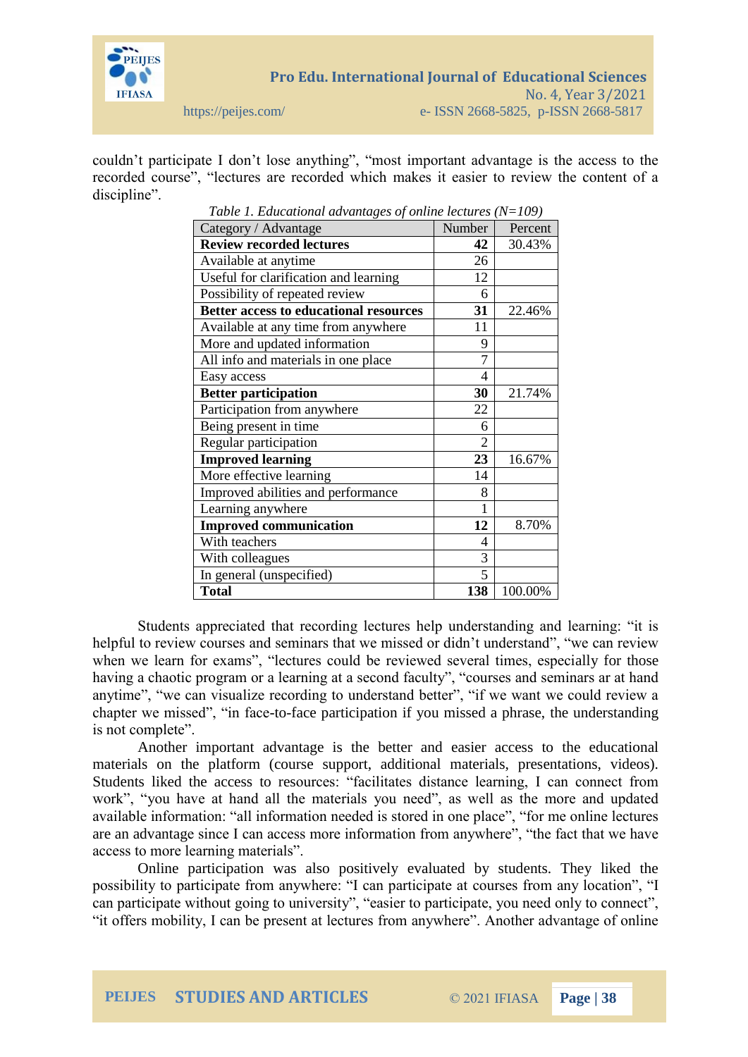couldn't participate I don't lose anything", "most important advantage is the access to the recorded course", "lectures are recorded which makes it easier to review the content of a discipline".

*Table 1. Educational advantages of online lectures (N=109)*

| Category / Advantage | Number | Percent |
|---|---|---|
| **Review recorded lectures** | **42** | 30.43% |
| Available at anytime | 26 | |
| Useful for clarification and learning | 12 | |
| Possibility of repeated review | 6 | |
| **Better access to educational resources** | **31** | 22.46% |
| Available at any time from anywhere | 11 | |
| More and updated information | 9 | |
| All info and materials in one place | 7 | |
| Easy access | 4 | |
| **Better participation** | **30** | 21.74% |
| Participation from anywhere | 22 | |
| Being present in time | 6 | |
| Regular participation | 2 | |
| **Improved learning** | **23** | 16.67% |
| More effective learning | 14 | |
| Improved abilities and performance | 8 | |
| Learning anywhere | 1 | |
| **Improved communication** | **12** | 8.70% |
| With teachers | 4 | |
| With colleagues | 3 | |
| In general (unspecified) | 5 | |
| **Total** | **138** | 100.00% |

Students appreciated that recording lectures help understanding and learning: "it is helpful to review courses and seminars that we missed or didn't understand", "we can review when we learn for exams", "lectures could be reviewed several times, especially for those having a chaotic program or a learning at a second faculty", "courses and seminars ar at hand anytime", "we can visualize recording to understand better", "if we want we could review a chapter we missed", "in face-to-face participation if you missed a phrase, the understanding is not complete".

Another important advantage is the better and easier access to the educational materials on the platform (course support, additional materials, presentations, videos). Students liked the access to resources: "facilitates distance learning, I can connect from work", "you have at hand all the materials you need", as well as the more and updated available information: "all information needed is stored in one place", "for me online lectures are an advantage since I can access more information from anywhere", "the fact that we have access to more learning materials".

Online participation was also positively evaluated by students. They liked the possibility to participate from anywhere: "I can participate at courses from any location", "I can participate without going to university", "easier to participate, you need only to connect", "it offers mobility, I can be present at lectures from anywhere". Another advantage of online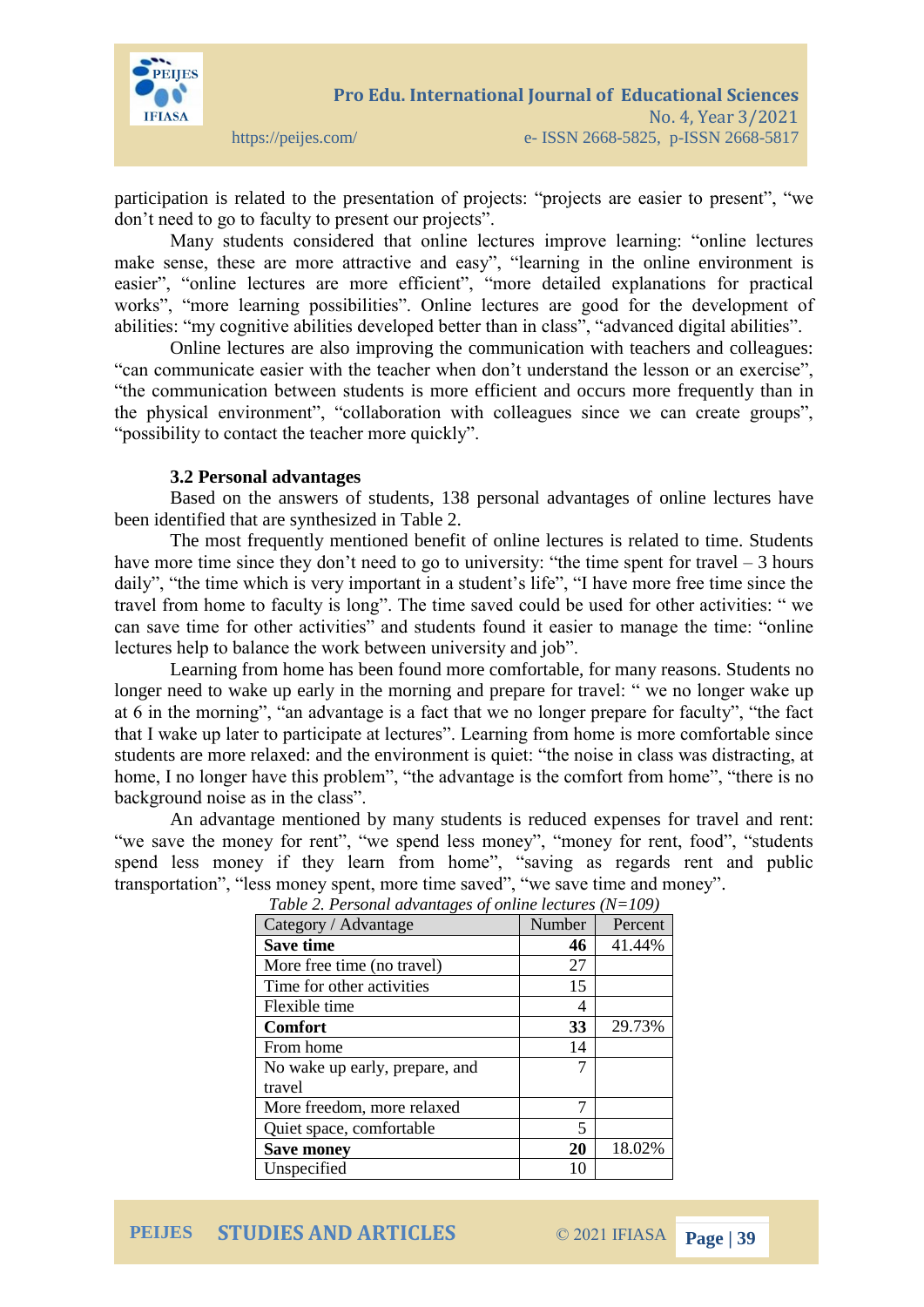participation is related to the presentation of projects: "projects are easier to present", "we don't need to go to faculty to present our projects".

Many students considered that online lectures improve learning: "online lectures make sense, these are more attractive and easy", "learning in the online environment is easier", "online lectures are more efficient", "more detailed explanations for practical works", "more learning possibilities". Online lectures are good for the development of abilities: "my cognitive abilities developed better than in class", "advanced digital abilities".

Online lectures are also improving the communication with teachers and colleagues: "can communicate easier with the teacher when don't understand the lesson or an exercise", "the communication between students is more efficient and occurs more frequently than in the physical environment", "collaboration with colleagues since we can create groups", "possibility to contact the teacher more quickly".

### 3.2 Personal advantages

Based on the answers of students, 138 personal advantages of online lectures have been identified that are synthesized in Table 2.

The most frequently mentioned benefit of online lectures is related to time. Students have more time since they don't need to go to university: "the time spent for travel – 3 hours daily", "the time which is very important in a student's life", "I have more free time since the travel from home to faculty is long". The time saved could be used for other activities: " we can save time for other activities" and students found it easier to manage the time: "online lectures help to balance the work between university and job".

Learning from home has been found more comfortable, for many reasons. Students no longer need to wake up early in the morning and prepare for travel: " we no longer wake up at 6 in the morning", "an advantage is a fact that we no longer prepare for faculty", "the fact that I wake up later to participate at lectures". Learning from home is more comfortable since students are more relaxed: and the environment is quiet: "the noise in class was distracting, at home, I no longer have this problem", "the advantage is the comfort from home", "there is no background noise as in the class".

An advantage mentioned by many students is reduced expenses for travel and rent: "we save the money for rent", "we spend less money", "money for rent, food", "students spend less money if they learn from home", "saving as regards rent and public transportation", "less money spent, more time saved", "we save time and money".

*Table 2. Personal advantages of online lectures (N=109)*

| Category / Advantage | Number | Percent |
|---|---|---|
| **Save time** | **46** | 41.44% |
| More free time (no travel) | 27 | |
| Time for other activities | 15 | |
| Flexible time | 4 | |
| **Comfort** | **33** | 29.73% |
| From home | 14 | |
| No wake up early, prepare, and travel | 7 | |
| More freedom, more relaxed | 7 | |
| Quiet space, comfortable | 5 | |
| **Save money** | **20** | 18.02% |
| Unspecified | 10 | |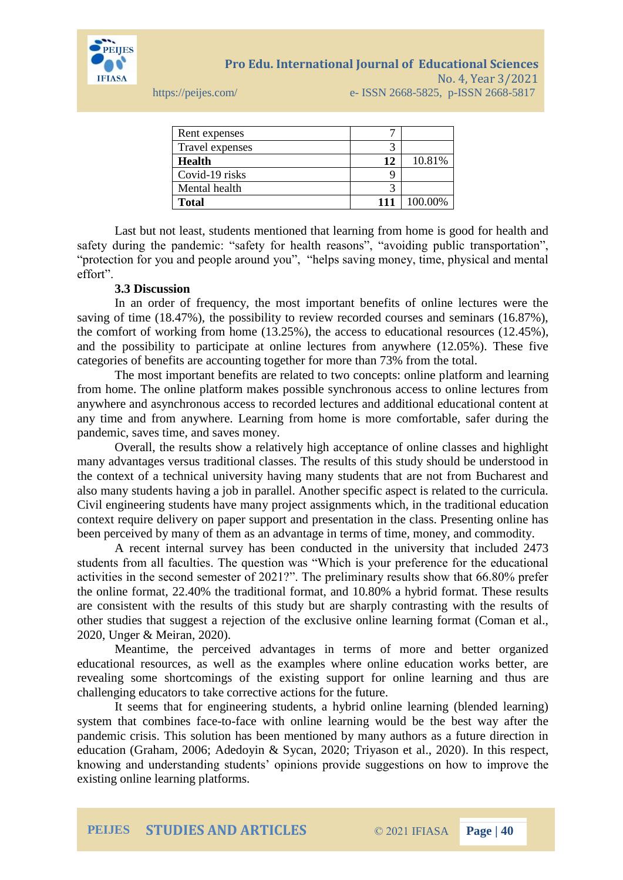| | | |
|---|---|---|
| Rent expenses | 7 | |
| Travel expenses | 3 | |
| **Health** | **12** | 10.81% |
| Covid-19 risks | 9 | |
| Mental health | 3 | |
| **Total** | **111** | 100.00% |

Last but not least, students mentioned that learning from home is good for health and safety during the pandemic: "safety for health reasons", "avoiding public transportation", "protection for you and people around you", "helps saving money, time, physical and mental effort".

**3.3 Discussion**

In an order of frequency, the most important benefits of online lectures were the saving of time (18.47%), the possibility to review recorded courses and seminars (16.87%), the comfort of working from home (13.25%), the access to educational resources (12.45%), and the possibility to participate at online lectures from anywhere (12.05%). These five categories of benefits are accounting together for more than 73% from the total.

The most important benefits are related to two concepts: online platform and learning from home. The online platform makes possible synchronous access to online lectures from anywhere and asynchronous access to recorded lectures and additional educational content at any time and from anywhere. Learning from home is more comfortable, safer during the pandemic, saves time, and saves money.

Overall, the results show a relatively high acceptance of online classes and highlight many advantages versus traditional classes. The results of this study should be understood in the context of a technical university having many students that are not from Bucharest and also many students having a job in parallel. Another specific aspect is related to the curricula. Civil engineering students have many project assignments which, in the traditional education context require delivery on paper support and presentation in the class. Presenting online has been perceived by many of them as an advantage in terms of time, money, and commodity.

A recent internal survey has been conducted in the university that included 2473 students from all faculties. The question was "Which is your preference for the educational activities in the second semester of 2021?". The preliminary results show that 66.80% prefer the online format, 22.40% the traditional format, and 10.80% a hybrid format. These results are consistent with the results of this study but are sharply contrasting with the results of other studies that suggest a rejection of the exclusive online learning format (Coman et al., 2020, Unger & Meiran, 2020).

Meantime, the perceived advantages in terms of more and better organized educational resources, as well as the examples where online education works better, are revealing some shortcomings of the existing support for online learning and thus are challenging educators to take corrective actions for the future.

It seems that for engineering students, a hybrid online learning (blended learning) system that combines face-to-face with online learning would be the best way after the pandemic crisis. This solution has been mentioned by many authors as a future direction in education (Graham, 2006; Adedoyin & Sycan, 2020; Triyason et al., 2020). In this respect, knowing and understanding students' opinions provide suggestions on how to improve the existing online learning platforms.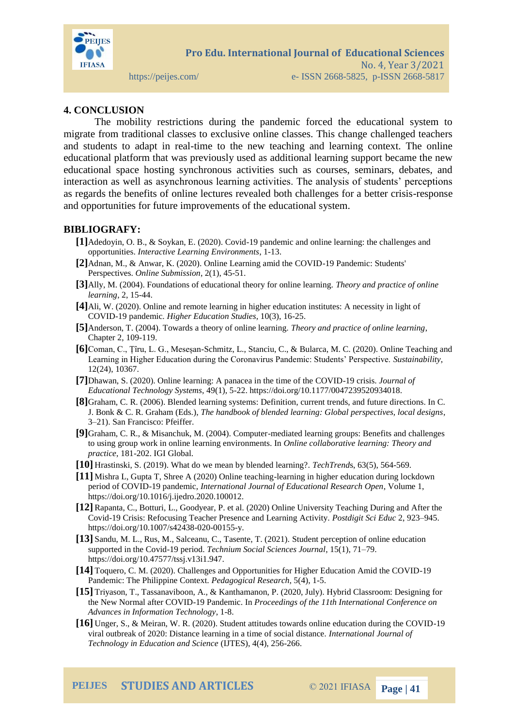## 4. CONCLUSION

The mobility restrictions during the pandemic forced the educational system to migrate from traditional classes to exclusive online classes. This change challenged teachers and students to adapt in real-time to the new teaching and learning context. The online educational platform that was previously used as additional learning support became the new educational space hosting synchronous activities such as courses, seminars, debates, and interaction as well as asynchronous learning activities. The analysis of students' perceptions as regards the benefits of online lectures revealed both challenges for a better crisis-response and opportunities for future improvements of the educational system.

## BIBLIOGRAFY:

**[1]** Adedoyin, O. B., & Soykan, E. (2020). Covid-19 pandemic and online learning: the challenges and opportunities. *Interactive Learning Environments*, 1-13.

**[2]** Adnan, M., & Anwar, K. (2020). Online Learning amid the COVID-19 Pandemic: Students' Perspectives. *Online Submission*, 2(1), 45-51.

**[3]** Ally, M. (2004). Foundations of educational theory for online learning. *Theory and practice of online learning*, 2, 15-44.

**[4]** Ali, W. (2020). Online and remote learning in higher education institutes: A necessity in light of COVID-19 pandemic. *Higher Education Studies*, 10(3), 16-25.

**[5]** Anderson, T. (2004). Towards a theory of online learning. *Theory and practice of online learning*, Chapter 2, 109-119.

**[6]** Coman, C., Țîru, L. G., Meseșan-Schmitz, L., Stanciu, C., & Bularca, M. C. (2020). Online Teaching and Learning in Higher Education during the Coronavirus Pandemic: Students' Perspective. *Sustainability*, 12(24), 10367.

**[7]** Dhawan, S. (2020). Online learning: A panacea in the time of the COVID-19 crisis. *Journal of Educational Technology Systems*, 49(1), 5-22. https://doi.org/10.1177/0047239520934018.

**[8]** Graham, C. R. (2006). Blended learning systems: Definition, current trends, and future directions. In C. J. Bonk & C. R. Graham (Eds.), *The handbook of blended learning: Global perspectives, local designs*, 3–21). San Francisco: Pfeiffer.

**[9]** Graham, C. R., & Misanchuk, M. (2004). Computer-mediated learning groups: Benefits and challenges to using group work in online learning environments. In *Online collaborative learning: Theory and practice*, 181-202. IGI Global.

**[10]** Hrastinski, S. (2019). What do we mean by blended learning?. *TechTrends*, 63(5), 564-569.

**[11]** Mishra L, Gupta T, Shree A (2020) Online teaching-learning in higher education during lockdown period of COVID-19 pandemic, *International Journal of Educational Research Open*, Volume 1, https://doi.org/10.1016/j.ijedro.2020.100012.

**[12]** Rapanta, C., Botturi, L., Goodyear, P. et al. (2020) Online University Teaching During and After the Covid-19 Crisis: Refocusing Teacher Presence and Learning Activity. *Postdigit Sci Educ* 2, 923–945. https://doi.org/10.1007/s42438-020-00155-y.

**[13]** Sandu, M. L., Rus, M., Salceanu, C., Tasente, T. (2021). Student perception of online education supported in the Covid-19 period. *Technium Social Sciences Journal*, 15(1), 71–79. https://doi.org/10.47577/tssj.v13i1.947.

**[14]** Toquero, C. M. (2020). Challenges and Opportunities for Higher Education Amid the COVID-19 Pandemic: The Philippine Context. *Pedagogical Research*, 5(4), 1-5.

**[15]** Triyason, T., Tassanaviboon, A., & Kanthamanon, P. (2020, July). Hybrid Classroom: Designing for the New Normal after COVID-19 Pandemic. In *Proceedings of the 11th International Conference on Advances in Information Technology*, 1-8.

**[16]** Unger, S., & Meiran, W. R. (2020). Student attitudes towards online education during the COVID-19 viral outbreak of 2020: Distance learning in a time of social distance. *International Journal of Technology in Education and Science* (IJTES), 4(4), 256-266.